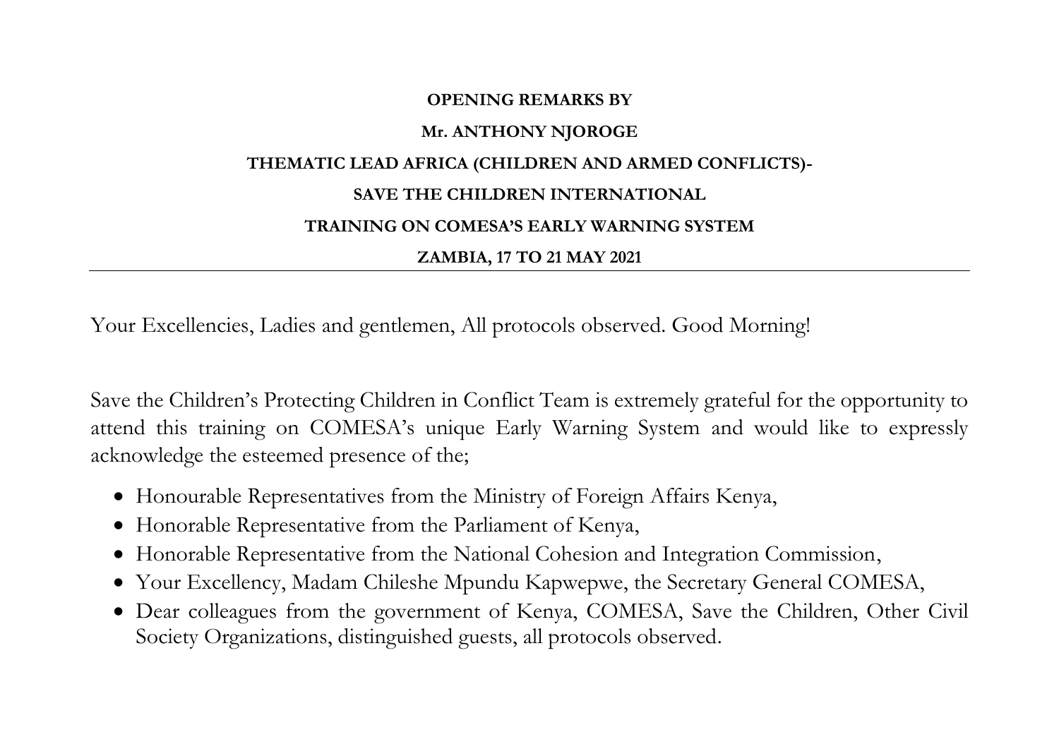**OPENING REMARKS BY**

**Mr. ANTHONY NJOROGE**

**THEMATIC LEAD AFRICA (CHILDREN AND ARMED CONFLICTS)-**

**SAVE THE CHILDREN INTERNATIONAL**

**TRAINING ON COMESA'S EARLY WARNING SYSTEM**

**ZAMBIA, 17 TO 21 MAY 2021**

---

Your Excellencies, Ladies and gentlemen, All protocols observed. Good Morning!

Save the Children's Protecting Children in Conflict Team is extremely grateful for the opportunity to attend this training on COMESA's unique Early Warning System and would like to expressly acknowledge the esteemed presence of the;

- Honourable Representatives from the Ministry of Foreign Affairs Kenya,
- Honorable Representative from the Parliament of Kenya,
- Honorable Representative from the National Cohesion and Integration Commission,
- Your Excellency, Madam Chileshe Mpundu Kapwepwe, the Secretary General COMESA,
- Dear colleagues from the government of Kenya, COMESA, Save the Children, Other Civil Society Organizations, distinguished guests, all protocols observed.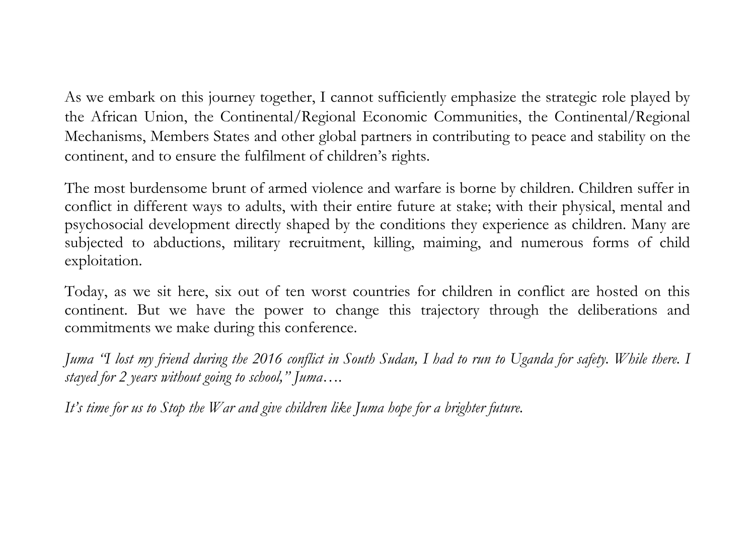As we embark on this journey together, I cannot sufficiently emphasize the strategic role played by the African Union, the Continental/Regional Economic Communities, the Continental/Regional Mechanisms, Members States and other global partners in contributing to peace and stability on the continent, and to ensure the fulfilment of children's rights.

The most burdensome brunt of armed violence and warfare is borne by children. Children suffer in conflict in different ways to adults, with their entire future at stake; with their physical, mental and psychosocial development directly shaped by the conditions they experience as children. Many are subjected to abductions, military recruitment, killing, maiming, and numerous forms of child exploitation.

Today, as we sit here, six out of ten worst countries for children in conflict are hosted on this continent. But we have the power to change this trajectory through the deliberations and commitments we make during this conference.

*Juma "I lost my friend during the 2016 conflict in South Sudan, I had to run to Uganda for safety. While there. I stayed for 2 years without going to school," Juma….*

*It's time for us to Stop the War and give children like Juma hope for a brighter future.*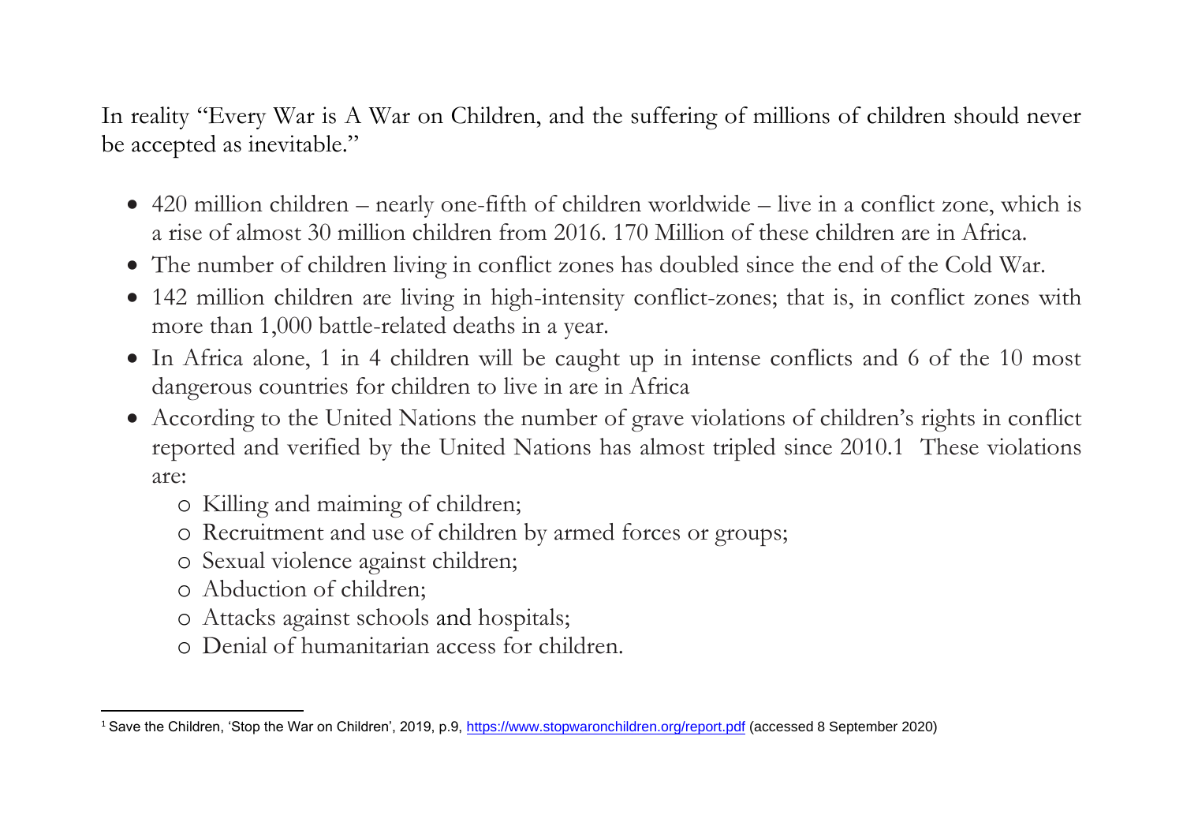In reality "Every War is A War on Children, and the suffering of millions of children should never be accepted as inevitable."

- 420 million children – nearly one-fifth of children worldwide – live in a conflict zone, which is a rise of almost 30 million children from 2016. 170 Million of these children are in Africa.
- The number of children living in conflict zones has doubled since the end of the Cold War.
- 142 million children are living in high-intensity conflict-zones; that is, in conflict zones with more than 1,000 battle-related deaths in a year.
- In Africa alone, 1 in 4 children will be caught up in intense conflicts and 6 of the 10 most dangerous countries for children to live in are in Africa
- According to the United Nations the number of grave violations of children's rights in conflict reported and verified by the United Nations has almost tripled since 2010.[1] These violations are:
  - Killing and maiming of children;
  - Recruitment and use of children by armed forces or groups;
  - Sexual violence against children;
  - Abduction of children;
  - Attacks against schools and hospitals;
  - Denial of humanitarian access for children.

---

[1] Save the Children, 'Stop the War on Children', 2019, p.9, https://www.stopwaronchildren.org/report.pdf (accessed 8 September 2020)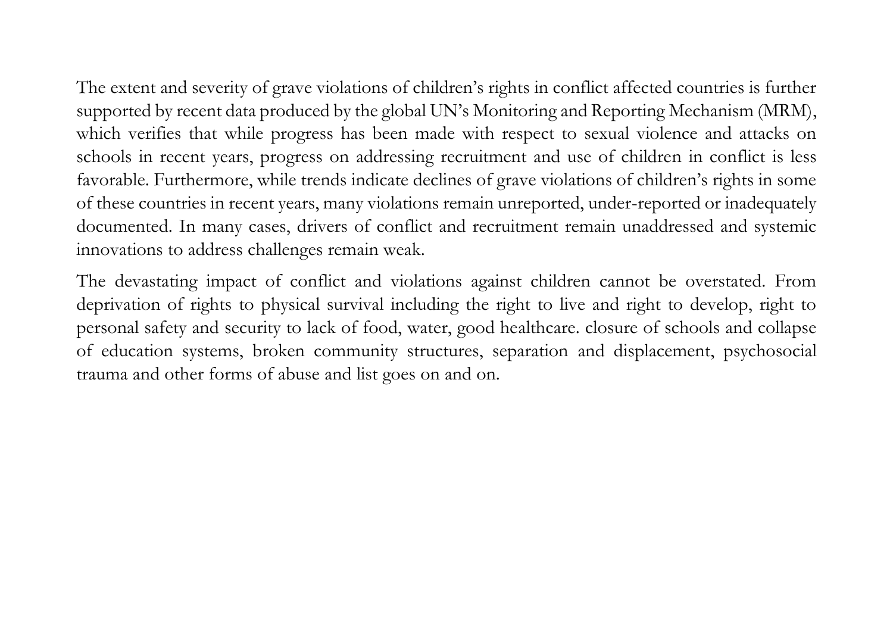The extent and severity of grave violations of children's rights in conflict affected countries is further supported by recent data produced by the global UN's Monitoring and Reporting Mechanism (MRM), which verifies that while progress has been made with respect to sexual violence and attacks on schools in recent years, progress on addressing recruitment and use of children in conflict is less favorable. Furthermore, while trends indicate declines of grave violations of children's rights in some of these countries in recent years, many violations remain unreported, under-reported or inadequately documented. In many cases, drivers of conflict and recruitment remain unaddressed and systemic innovations to address challenges remain weak.

The devastating impact of conflict and violations against children cannot be overstated. From deprivation of rights to physical survival including the right to live and right to develop, right to personal safety and security to lack of food, water, good healthcare. closure of schools and collapse of education systems, broken community structures, separation and displacement, psychosocial trauma and other forms of abuse and list goes on and on.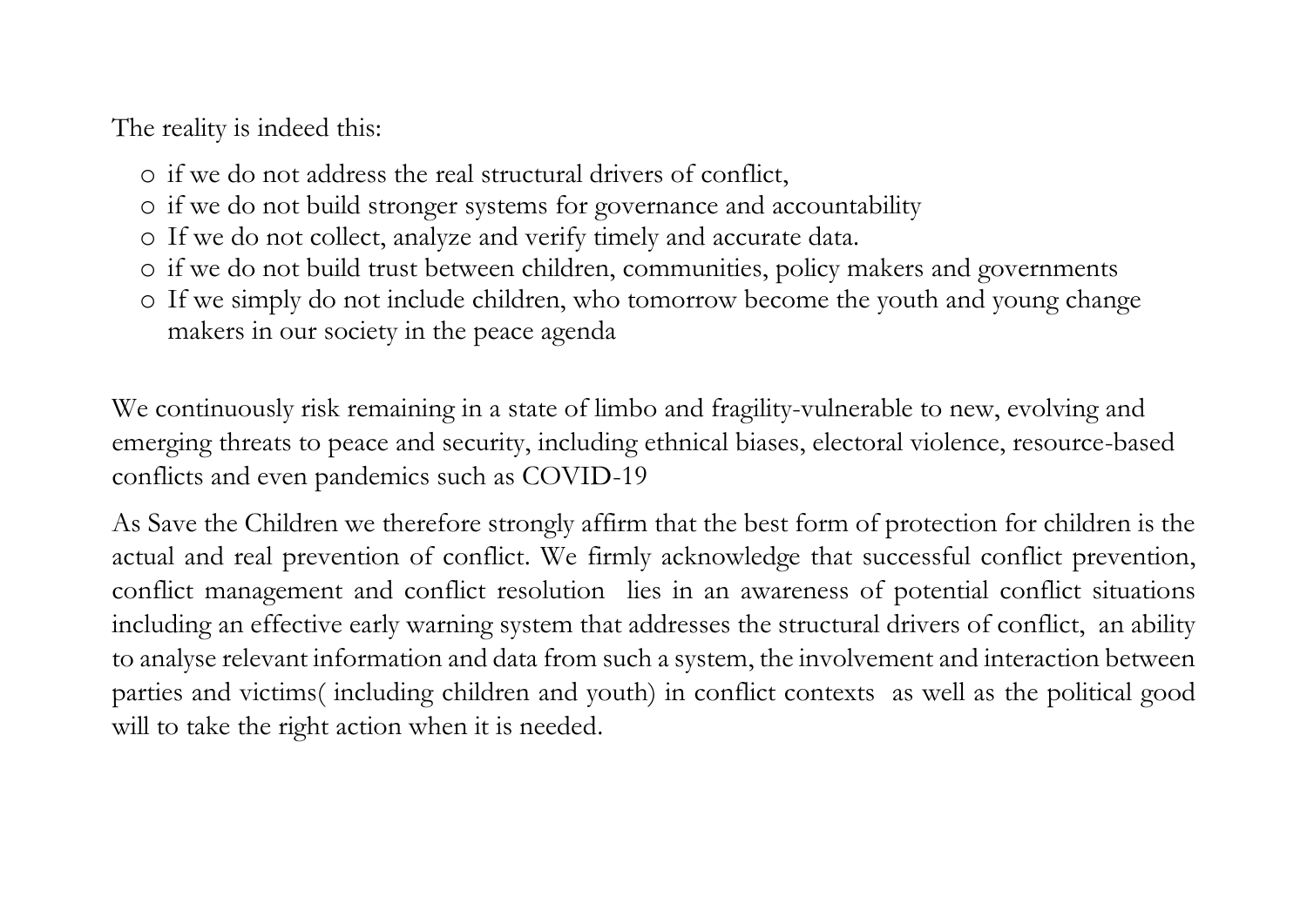The reality is indeed this:

- if we do not address the real structural drivers of conflict,
- if we do not build stronger systems for governance and accountability
- If we do not collect, analyze and verify timely and accurate data.
- if we do not build trust between children, communities, policy makers and governments
- If we simply do not include children, who tomorrow become the youth and young change makers in our society in the peace agenda

We continuously risk remaining in a state of limbo and fragility-vulnerable to new, evolving and emerging threats to peace and security, including ethnical biases, electoral violence, resource-based conflicts and even pandemics such as COVID-19

As Save the Children we therefore strongly affirm that the best form of protection for children is the actual and real prevention of conflict. We firmly acknowledge that successful conflict prevention, conflict management and conflict resolution lies in an awareness of potential conflict situations including an effective early warning system that addresses the structural drivers of conflict, an ability to analyse relevant information and data from such a system, the involvement and interaction between parties and victims( including children and youth) in conflict contexts as well as the political good will to take the right action when it is needed.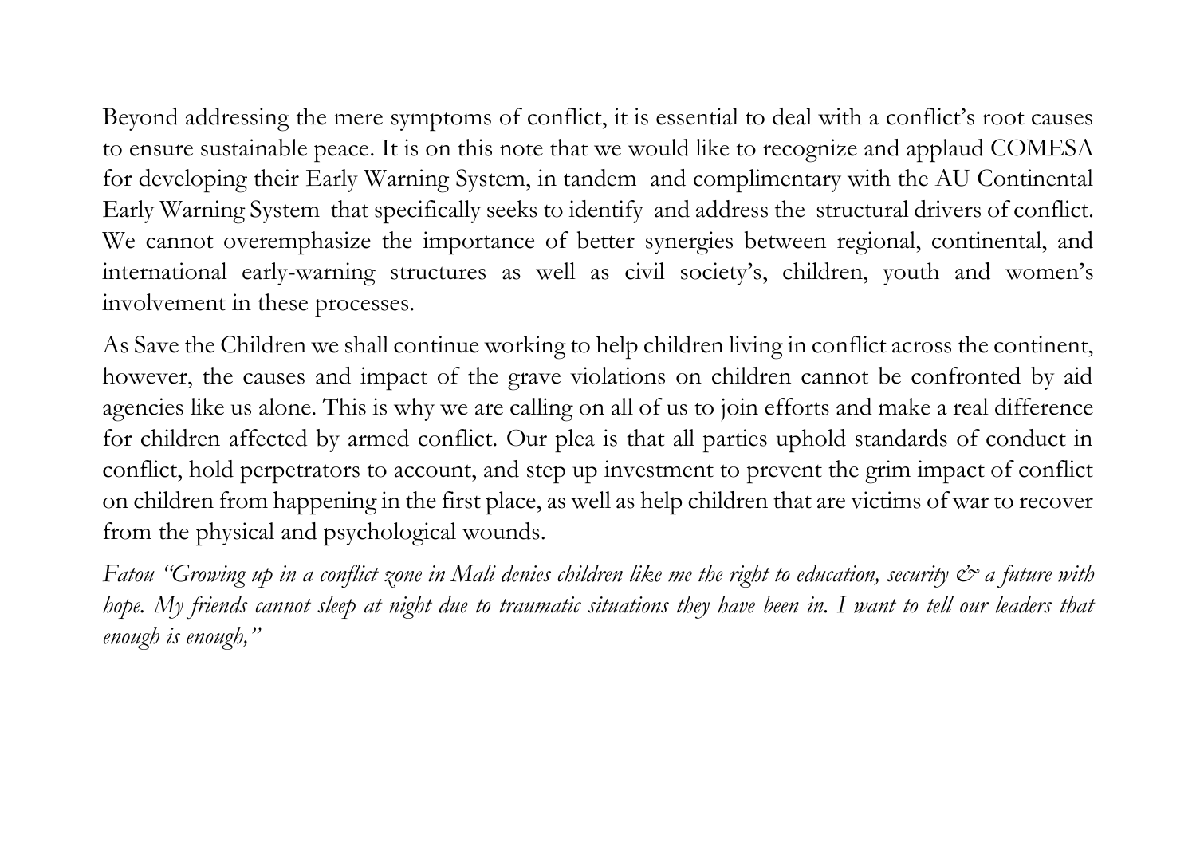Beyond addressing the mere symptoms of conflict, it is essential to deal with a conflict's root causes to ensure sustainable peace. It is on this note that we would like to recognize and applaud COMESA for developing their Early Warning System, in tandem and complimentary with the AU Continental Early Warning System that specifically seeks to identify and address the structural drivers of conflict. We cannot overemphasize the importance of better synergies between regional, continental, and international early-warning structures as well as civil society's, children, youth and women's involvement in these processes.

As Save the Children we shall continue working to help children living in conflict across the continent, however, the causes and impact of the grave violations on children cannot be confronted by aid agencies like us alone. This is why we are calling on all of us to join efforts and make a real difference for children affected by armed conflict. Our plea is that all parties uphold standards of conduct in conflict, hold perpetrators to account, and step up investment to prevent the grim impact of conflict on children from happening in the first place, as well as help children that are victims of war to recover from the physical and psychological wounds.

*Fatou "Growing up in a conflict zone in Mali denies children like me the right to education, security & a future with hope. My friends cannot sleep at night due to traumatic situations they have been in. I want to tell our leaders that enough is enough,"*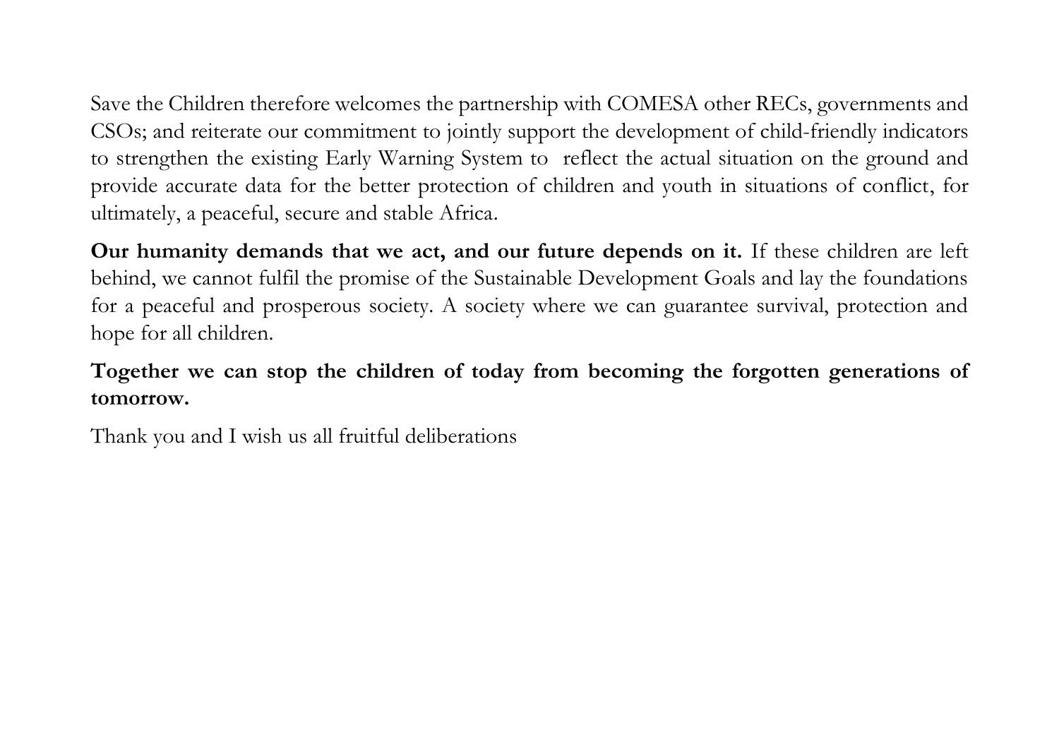Save the Children therefore welcomes the partnership with COMESA other RECs, governments and CSOs; and reiterate our commitment to jointly support the development of child-friendly indicators to strengthen the existing Early Warning System to reflect the actual situation on the ground and provide accurate data for the better protection of children and youth in situations of conflict, for ultimately, a peaceful, secure and stable Africa.

**Our humanity demands that we act, and our future depends on it.** If these children are left behind, we cannot fulfil the promise of the Sustainable Development Goals and lay the foundations for a peaceful and prosperous society. A society where we can guarantee survival, protection and hope for all children.

**Together we can stop the children of today from becoming the forgotten generations of tomorrow.**

Thank you and I wish us all fruitful deliberations